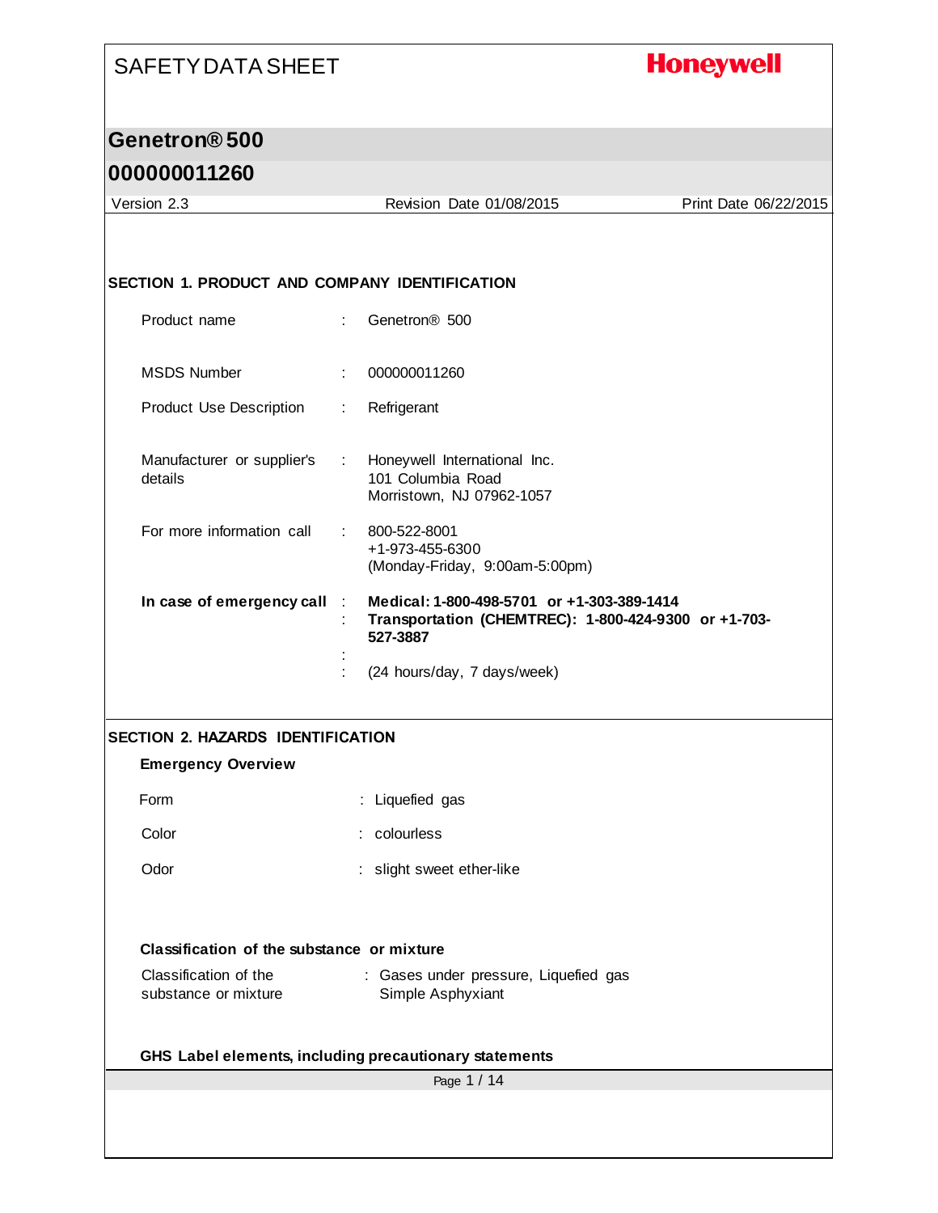# SAFETY DATA SHEET

**Honeywell**

## Genetron® 500

## 000000011260

Version 2.3 | Revision Date 01/08/2015 | Print Date 06/22/2015

### SECTION 1. PRODUCT AND COMPANY IDENTIFICATION

Product name : Genetron® 500

MSDS Number : 000000011260

Product Use Description : Refrigerant

Manufacturer or supplier's details : Honeywell International Inc.
101 Columbia Road
Morristown, NJ 07962-1057

For more information call : 800-522-8001
+1-973-455-6300
(Monday-Friday, 9:00am-5:00pm)

**In case of emergency call** : **Medical: 1-800-498-5701 or +1-303-389-1414**
: **Transportation (CHEMTREC): 1-800-424-9300 or +1-703-527-3887**
:
: (24 hours/day, 7 days/week)

### SECTION 2. HAZARDS IDENTIFICATION

**Emergency Overview**

Form : Liquefied gas

Color : colourless

Odor : slight sweet ether-like

**Classification of the substance or mixture**

Classification of the substance or mixture : Gases under pressure, Liquefied gas
Simple Asphyxiant

**GHS Label elements, including precautionary statements**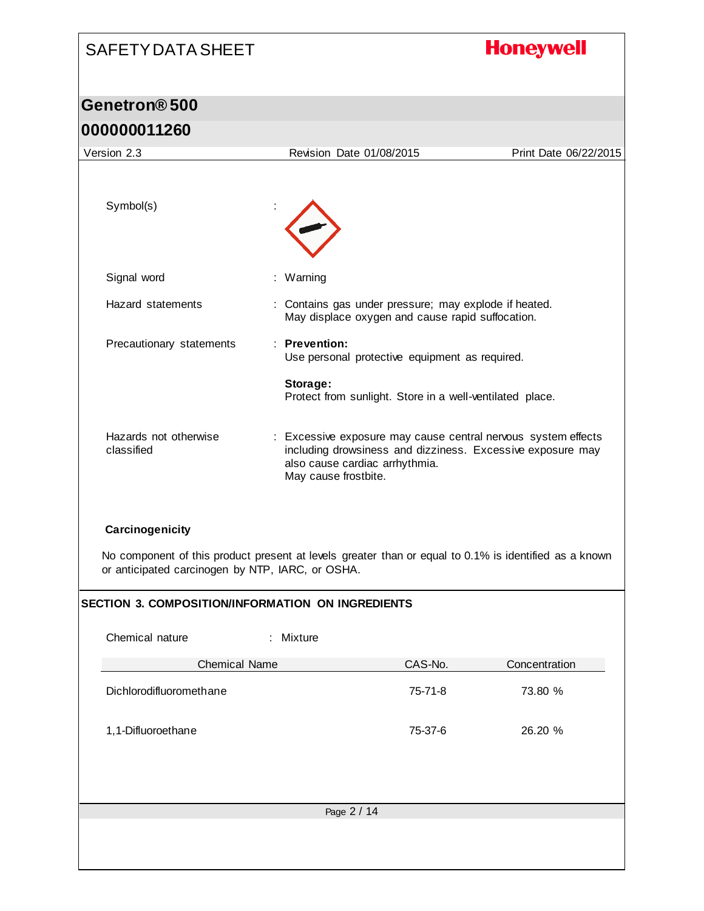Symbol(s) :

Signal word : Warning

Hazard statements : Contains gas under pressure; may explode if heated.
May displace oxygen and cause rapid suffocation.

Precautionary statements : **Prevention:**
Use personal protective equipment as required.

**Storage:**
Protect from sunlight. Store in a well-ventilated place.

Hazards not otherwise classified : Excessive exposure may cause central nervous system effects including drowsiness and dizziness. Excessive exposure may also cause cardiac arrhythmia.
May cause frostbite.

**Carcinogenicity**

No component of this product present at levels greater than or equal to 0.1% is identified as a known or anticipated carcinogen by NTP, IARC, or OSHA.

## SECTION 3. COMPOSITION/INFORMATION ON INGREDIENTS

Chemical nature : Mixture

| Chemical Name | CAS-No. | Concentration |
|---|---|---|
| Dichlorodifluoromethane | 75-71-8 | 73.80 % |
| 1,1-Difluoroethane | 75-37-6 | 26.20 % |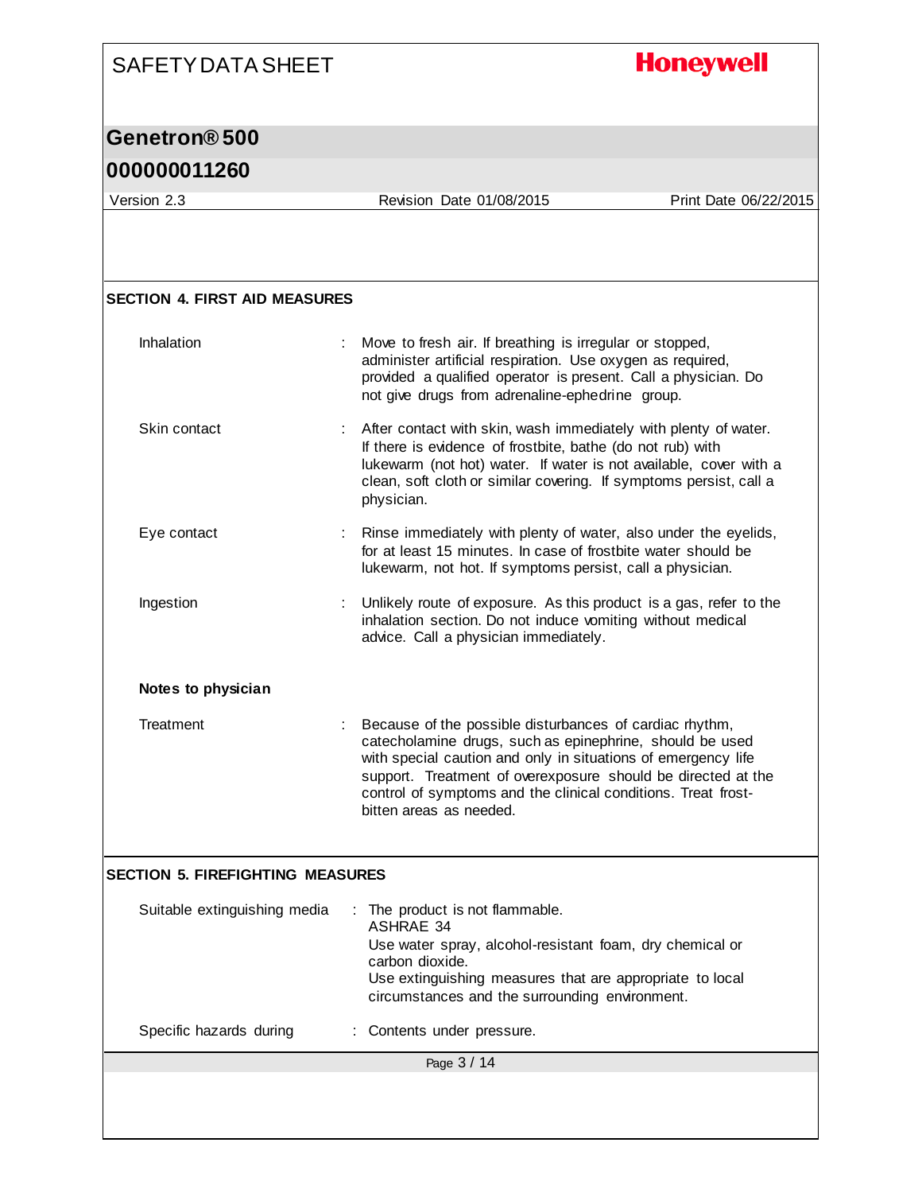## SECTION 4. FIRST AID MEASURES

| | |
|---|---|
| Inhalation | Move to fresh air. If breathing is irregular or stopped, administer artificial respiration. Use oxygen as required, provided a qualified operator is present. Call a physician. Do not give drugs from adrenaline-ephedrine group. |
| Skin contact | After contact with skin, wash immediately with plenty of water. If there is evidence of frostbite, bathe (do not rub) with lukewarm (not hot) water. If water is not available, cover with a clean, soft cloth or similar covering. If symptoms persist, call a physician. |
| Eye contact | Rinse immediately with plenty of water, also under the eyelids, for at least 15 minutes. In case of frostbite water should be lukewarm, not hot. If symptoms persist, call a physician. |
| Ingestion | Unlikely route of exposure. As this product is a gas, refer to the inhalation section. Do not induce vomiting without medical advice. Call a physician immediately. |

**Notes to physician**

| | |
|---|---|
| Treatment | Because of the possible disturbances of cardiac rhythm, catecholamine drugs, such as epinephrine, should be used with special caution and only in situations of emergency life support. Treatment of overexposure should be directed at the control of symptoms and the clinical conditions. Treat frost-bitten areas as needed. |

## SECTION 5. FIREFIGHTING MEASURES

| | |
|---|---|
| Suitable extinguishing media | The product is not flammable.<br>ASHRAE 34<br>Use water spray, alcohol-resistant foam, dry chemical or carbon dioxide.<br>Use extinguishing measures that are appropriate to local circumstances and the surrounding environment. |
| Specific hazards during | Contents under pressure. |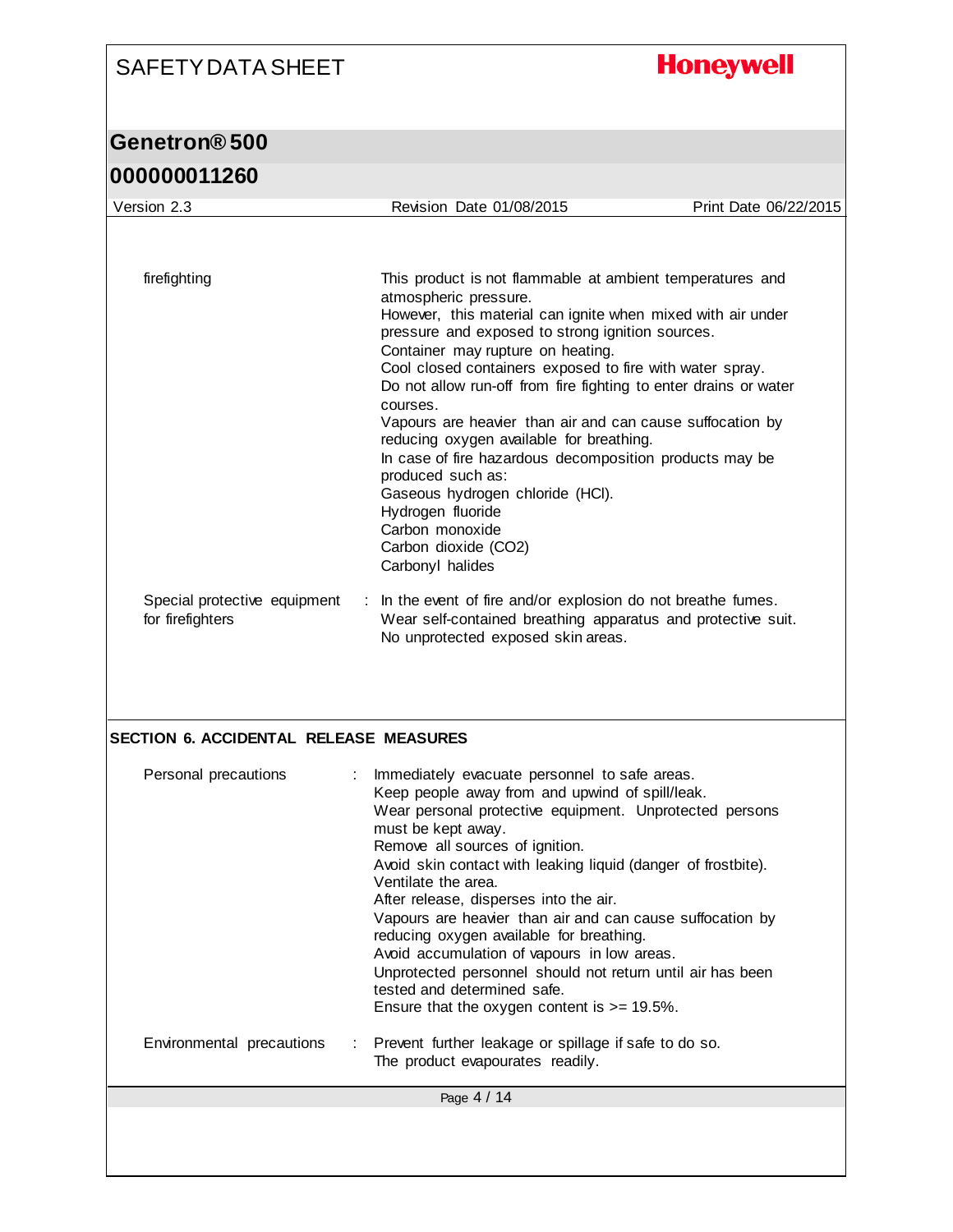| | | |
|---|---|---|
| firefighting | | This product is not flammable at ambient temperatures and atmospheric pressure.<br>However, this material can ignite when mixed with air under pressure and exposed to strong ignition sources.<br>Container may rupture on heating.<br>Cool closed containers exposed to fire with water spray.<br>Do not allow run-off from fire fighting to enter drains or water courses.<br>Vapours are heavier than air and can cause suffocation by reducing oxygen available for breathing.<br>In case of fire hazardous decomposition products may be produced such as:<br>Gaseous hydrogen chloride (HCl).<br>Hydrogen fluoride<br>Carbon monoxide<br>Carbon dioxide ($CO_2$)<br>Carbonyl halides |
| Special protective equipment for firefighters | : | In the event of fire and/or explosion do not breathe fumes.<br>Wear self-contained breathing apparatus and protective suit.<br>No unprotected exposed skin areas. |

## SECTION 6. ACCIDENTAL RELEASE MEASURES

| | | |
|---|---|---|
| Personal precautions | : | Immediately evacuate personnel to safe areas.<br>Keep people away from and upwind of spill/leak.<br>Wear personal protective equipment. Unprotected persons must be kept away.<br>Remove all sources of ignition.<br>Avoid skin contact with leaking liquid (danger of frostbite).<br>Ventilate the area.<br>After release, disperses into the air.<br>Vapours are heavier than air and can cause suffocation by reducing oxygen available for breathing.<br>Avoid accumulation of vapours in low areas.<br>Unprotected personnel should not return until air has been tested and determined safe.<br>Ensure that the oxygen content is >= 19.5%. |
| Environmental precautions | : | Prevent further leakage or spillage if safe to do so.<br>The product evapourates readily. |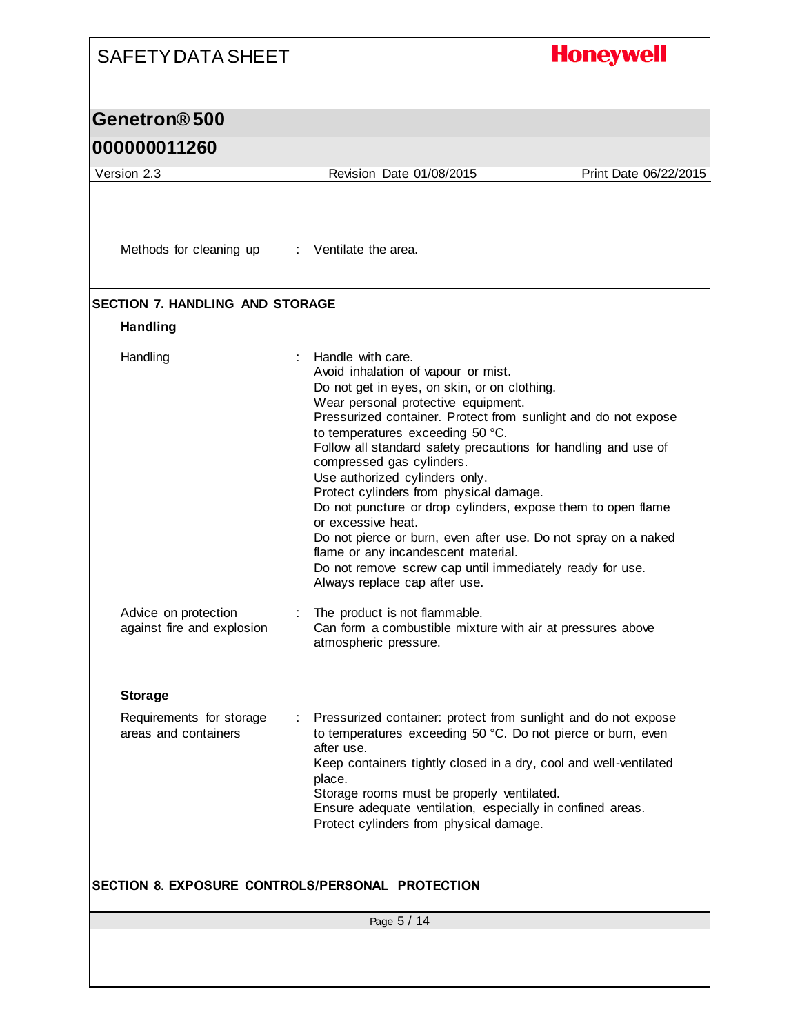Methods for cleaning up : Ventilate the area.

## SECTION 7. HANDLING AND STORAGE

### Handling

Handling : Handle with care.
Avoid inhalation of vapour or mist.
Do not get in eyes, on skin, or on clothing.
Wear personal protective equipment.
Pressurized container. Protect from sunlight and do not expose to temperatures exceeding 50 °C.
Follow all standard safety precautions for handling and use of compressed gas cylinders.
Use authorized cylinders only.
Protect cylinders from physical damage.
Do not puncture or drop cylinders, expose them to open flame or excessive heat.
Do not pierce or burn, even after use. Do not spray on a naked flame or any incandescent material.
Do not remove screw cap until immediately ready for use.
Always replace cap after use.

Advice on protection against fire and explosion : The product is not flammable.
Can form a combustible mixture with air at pressures above atmospheric pressure.

### Storage

Requirements for storage areas and containers : Pressurized container: protect from sunlight and do not expose to temperatures exceeding 50 °C. Do not pierce or burn, even after use.
Keep containers tightly closed in a dry, cool and well-ventilated place.
Storage rooms must be properly ventilated.
Ensure adequate ventilation, especially in confined areas.
Protect cylinders from physical damage.

## SECTION 8. EXPOSURE CONTROLS/PERSONAL PROTECTION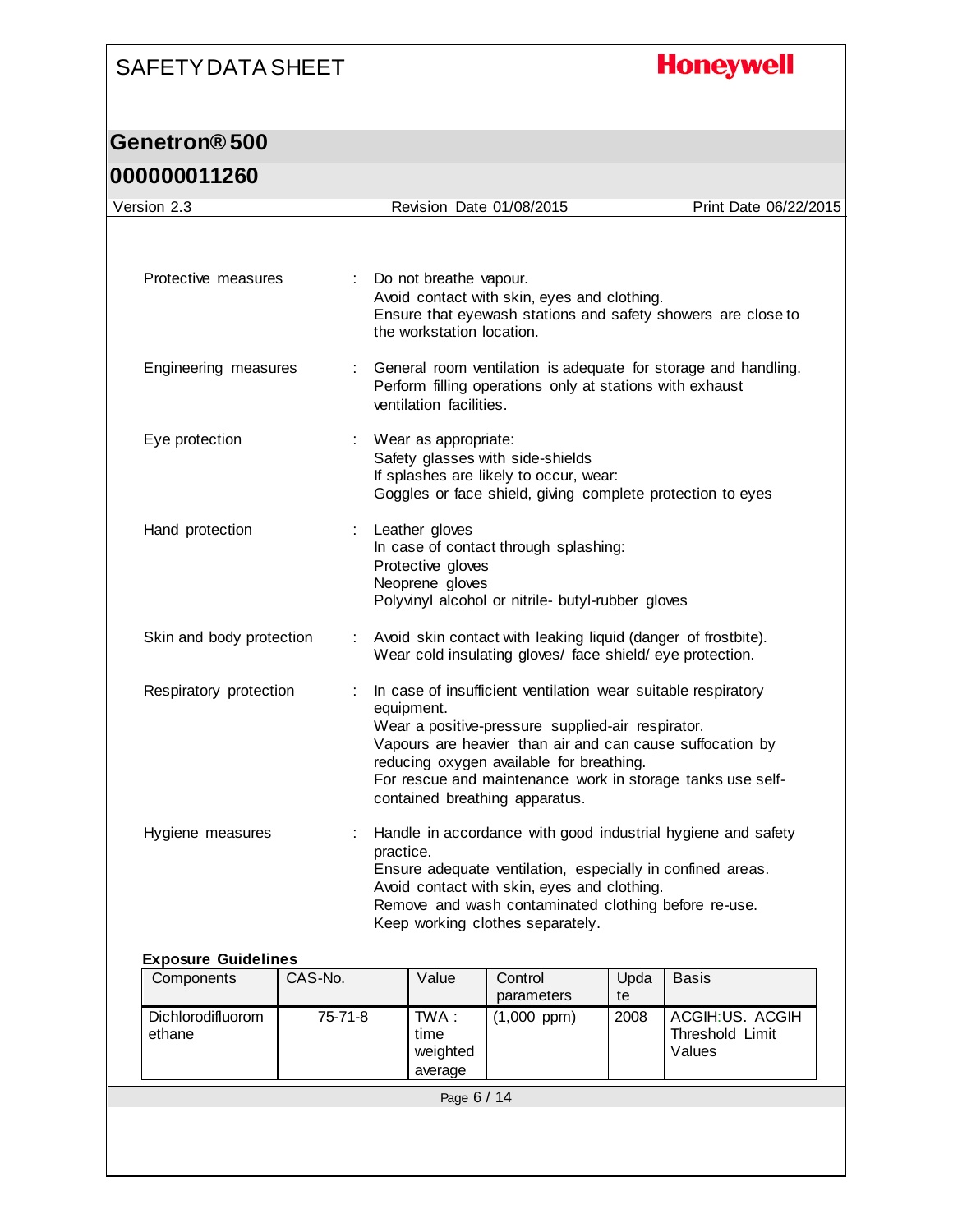| | | |
|---|---|---|
| Protective measures | : | Do not breathe vapour.<br>Avoid contact with skin, eyes and clothing.<br>Ensure that eyewash stations and safety showers are close to the workstation location. |
| Engineering measures | : | General room ventilation is adequate for storage and handling.<br>Perform filling operations only at stations with exhaust ventilation facilities. |
| Eye protection | : | Wear as appropriate:<br>Safety glasses with side-shields<br>If splashes are likely to occur, wear:<br>Goggles or face shield, giving complete protection to eyes |
| Hand protection | : | Leather gloves<br>In case of contact through splashing:<br>Protective gloves<br>Neoprene gloves<br>Polyvinyl alcohol or nitrile- butyl-rubber gloves |
| Skin and body protection | : | Avoid skin contact with leaking liquid (danger of frostbite).<br>Wear cold insulating gloves/ face shield/ eye protection. |
| Respiratory protection | : | In case of insufficient ventilation wear suitable respiratory equipment.<br>Wear a positive-pressure supplied-air respirator.<br>Vapours are heavier than air and can cause suffocation by reducing oxygen available for breathing.<br>For rescue and maintenance work in storage tanks use self-contained breathing apparatus. |
| Hygiene measures | : | Handle in accordance with good industrial hygiene and safety practice.<br>Ensure adequate ventilation, especially in confined areas.<br>Avoid contact with skin, eyes and clothing.<br>Remove and wash contaminated clothing before re-use.<br>Keep working clothes separately. |

**Exposure Guidelines**

| Components | CAS-No. | Value | Control parameters | Update | Basis |
|---|---|---|---|---|---|
| Dichlorodifluoromethane | 75-71-8 | TWA : time weighted average | (1,000 ppm) | 2008 | ACGIH:US. ACGIH Threshold Limit Values |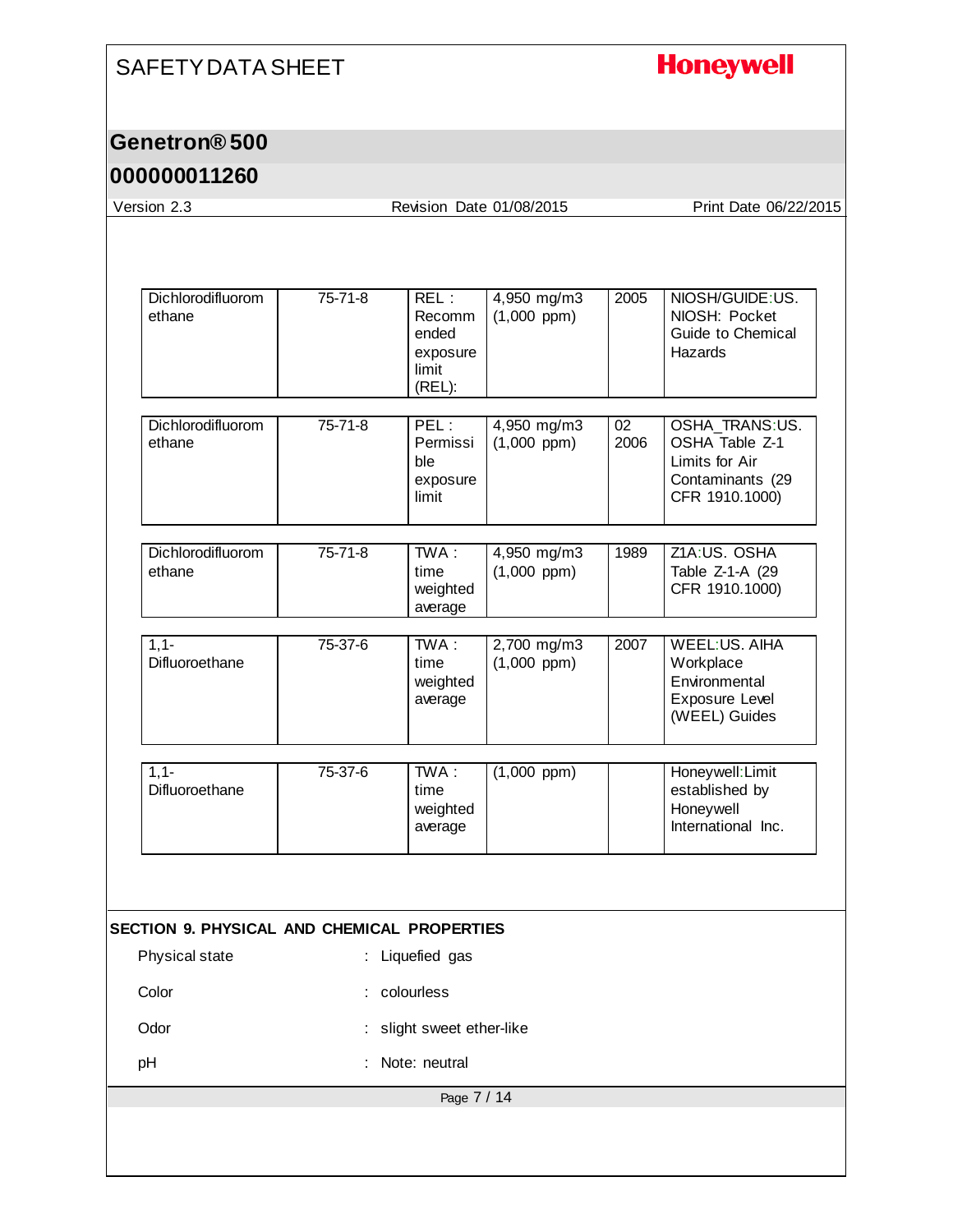| | | | | | |
|---|---|---|---|---|---|
| Dichlorodifluoromethane | 75-71-8 | REL : Recommended exposure limit (REL): | 4,950 mg/m3 (1,000 ppm) | 2005 | NIOSH/GUIDE:US. NIOSH: Pocket Guide to Chemical Hazards |
| Dichlorodifluoromethane | 75-71-8 | PEL : Permissible exposure limit | 4,950 mg/m3 (1,000 ppm) | 02 2006 | OSHA_TRANS:US. OSHA Table Z-1 Limits for Air Contaminants (29 CFR 1910.1000) |
| Dichlorodifluoromethane | 75-71-8 | TWA : time weighted average | 4,950 mg/m3 (1,000 ppm) | 1989 | Z1A:US. OSHA Table Z-1-A (29 CFR 1910.1000) |
| 1,1-Difluoroethane | 75-37-6 | TWA : time weighted average | 2,700 mg/m3 (1,000 ppm) | 2007 | WEEL:US. AIHA Workplace Environmental Exposure Level (WEEL) Guides |
| 1,1-Difluoroethane | 75-37-6 | TWA : time weighted average | (1,000 ppm) | | Honeywell:Limit established by Honeywell International Inc. |

## SECTION 9. PHYSICAL AND CHEMICAL PROPERTIES

Physical state : Liquefied gas

Color : colourless

Odor : slight sweet ether-like

pH : Note: neutral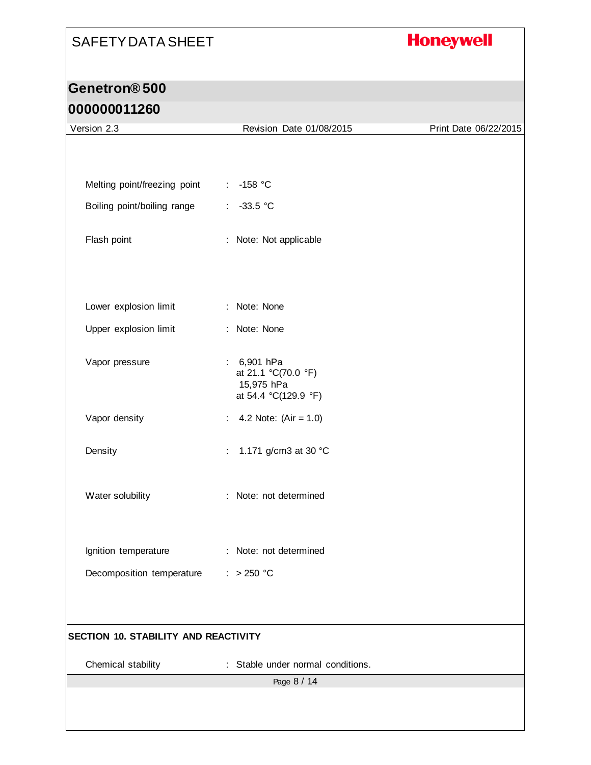| | | |
|---|---|---|
| Melting point/freezing point | : | -158 °C |
| Boiling point/boiling range | : | -33.5 °C |
| Flash point | : | Note: Not applicable |
| Lower explosion limit | : | Note: None |
| Upper explosion limit | : | Note: None |
| Vapor pressure | : | 6,901 hPa<br>at 21.1 °C(70.0 °F)<br>15,975 hPa<br>at 54.4 °C(129.9 °F) |
| Vapor density | : | 4.2 Note: (Air = 1.0) |
| Density | : | 1.171 g/cm3 at 30 °C |
| Water solubility | : | Note: not determined |
| Ignition temperature | : | Note: not determined |
| Decomposition temperature | : | > 250 °C |

## SECTION 10. STABILITY AND REACTIVITY

| | | |
|---|---|---|
| Chemical stability | : | Stable under normal conditions. |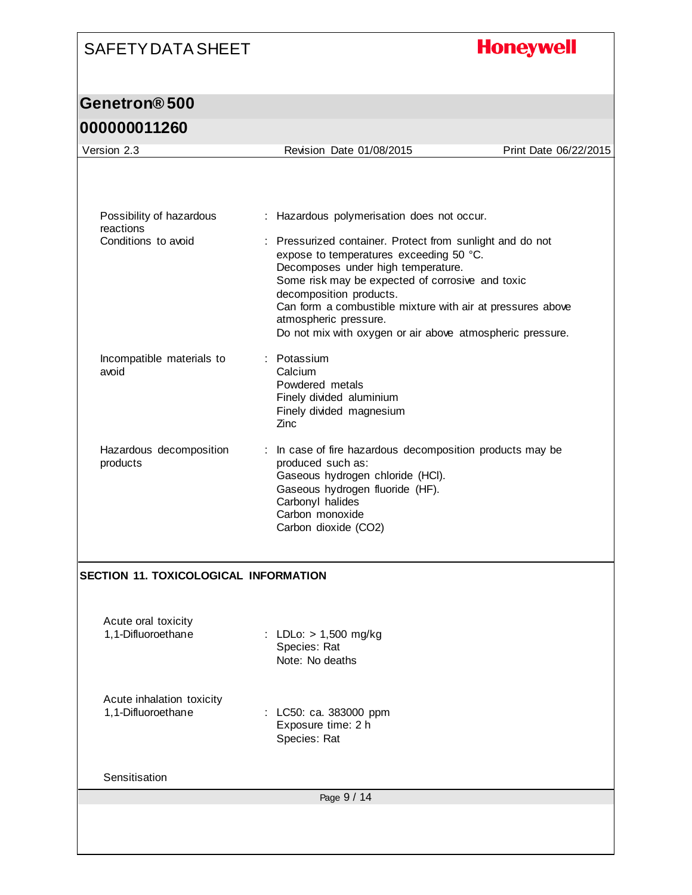Possibility of hazardous reactions : Hazardous polymerisation does not occur.

Conditions to avoid : Pressurized container. Protect from sunlight and do not expose to temperatures exceeding 50 °C.
Decomposes under high temperature.
Some risk may be expected of corrosive and toxic decomposition products.
Can form a combustible mixture with air at pressures above atmospheric pressure.
Do not mix with oxygen or air above atmospheric pressure.

Incompatible materials to avoid : Potassium
Calcium
Powdered metals
Finely divided aluminium
Finely divided magnesium
Zinc

Hazardous decomposition products : In case of fire hazardous decomposition products may be produced such as:
Gaseous hydrogen chloride (HCl).
Gaseous hydrogen fluoride (HF).
Carbonyl halides
Carbon monoxide
Carbon dioxide ($CO_2$)

## SECTION 11. TOXICOLOGICAL INFORMATION

Acute oral toxicity

1,1-Difluoroethane : LDLo: > 1,500 mg/kg
Species: Rat
Note: No deaths

Acute inhalation toxicity

1,1-Difluoroethane : LC50: ca. 383000 ppm
Exposure time: 2 h
Species: Rat

Sensitisation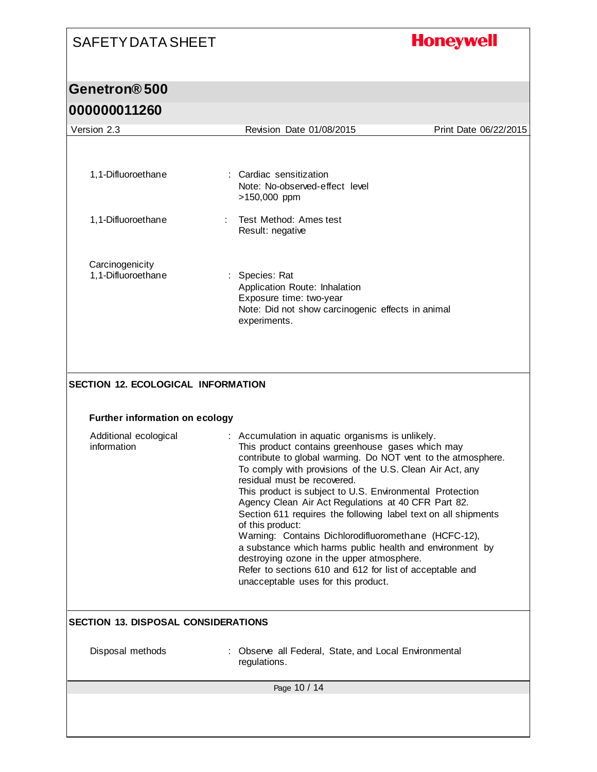1,1-Difluoroethane : Cardiac sensitization
Note: No-observed-effect level
>150,000 ppm

1,1-Difluoroethane : Test Method: Ames test
Result: negative

Carcinogenicity

1,1-Difluoroethane : Species: Rat
Application Route: Inhalation
Exposure time: two-year
Note: Did not show carcinogenic effects in animal experiments.

## SECTION 12. ECOLOGICAL INFORMATION

### Further information on ecology

Additional ecological information : Accumulation in aquatic organisms is unlikely.
This product contains greenhouse gases which may contribute to global warming. Do NOT vent to the atmosphere.
To comply with provisions of the U.S. Clean Air Act, any residual must be recovered.
This product is subject to U.S. Environmental Protection Agency Clean Air Act Regulations at 40 CFR Part 82.
Section 611 requires the following label text on all shipments of this product:
Warning: Contains Dichlorodifluoromethane (HCFC-12), a substance which harms public health and environment by destroying ozone in the upper atmosphere.
Refer to sections 610 and 612 for list of acceptable and unacceptable uses for this product.

## SECTION 13. DISPOSAL CONSIDERATIONS

Disposal methods : Observe all Federal, State, and Local Environmental regulations.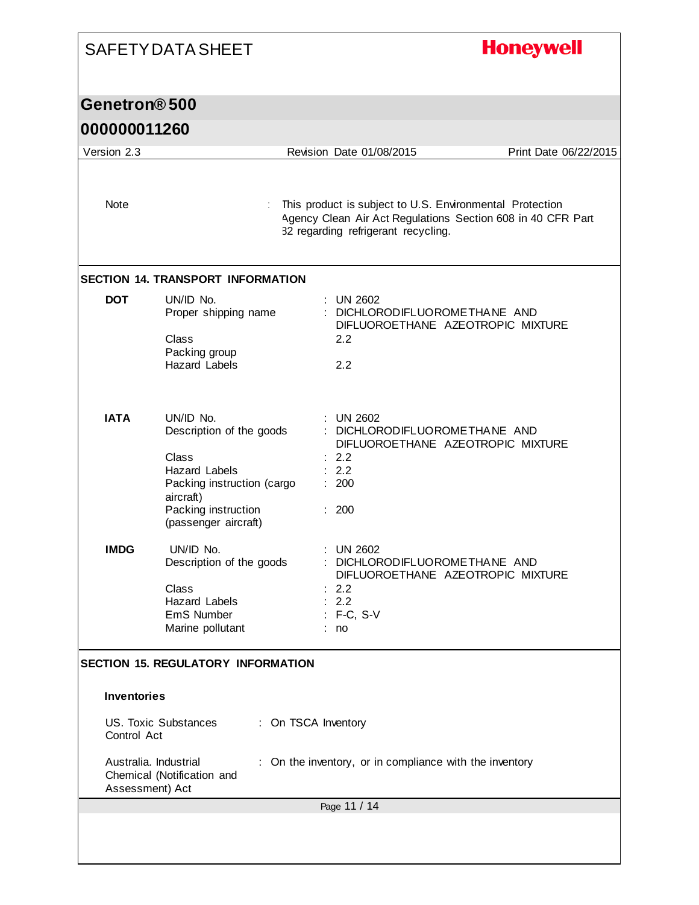| | |
|---|---|
| Note | This product is subject to U.S. Environmental Protection Agency Clean Air Act Regulations Section 608 in 40 CFR Part 82 regarding refrigerant recycling. |

## SECTION 14. TRANSPORT INFORMATION

**DOT**

| | |
|---|---|
| UN/ID No. | UN 2602 |
| Proper shipping name | DICHLORODIFLUOROMETHANE AND DIFLUOROETHANE AZEOTROPIC MIXTURE |
| Class | 2.2 |
| Packing group | |
| Hazard Labels | 2.2 |

**IATA**

| | |
|---|---|
| UN/ID No. | UN 2602 |
| Description of the goods | DICHLORODIFLUOROMETHANE AND DIFLUOROETHANE AZEOTROPIC MIXTURE |
| Class | 2.2 |
| Hazard Labels | 2.2 |
| Packing instruction (cargo aircraft) | 200 |
| Packing instruction (passenger aircraft) | 200 |

**IMDG**

| | |
|---|---|
| UN/ID No. | UN 2602 |
| Description of the goods | DICHLORODIFLUOROMETHANE AND DIFLUOROETHANE AZEOTROPIC MIXTURE |
| Class | 2.2 |
| Hazard Labels | 2.2 |
| EmS Number | F-C, S-V |
| Marine pollutant | no |

## SECTION 15. REGULATORY INFORMATION

### Inventories

| | |
|---|---|
| US. Toxic Substances Control Act | On TSCA Inventory |
| Australia. Industrial Chemical (Notification and Assessment) Act | On the inventory, or in compliance with the inventory |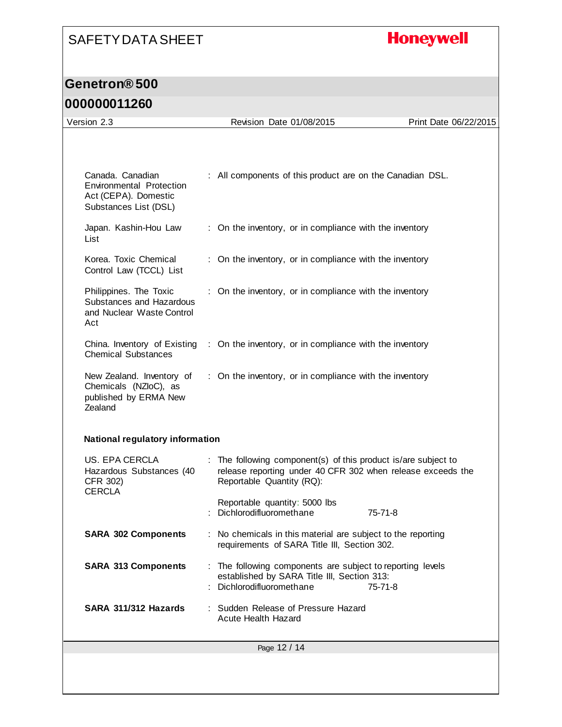| | |
|---|---|
| Canada. Canadian Environmental Protection Act (CEPA). Domestic Substances List (DSL) | : All components of this product are on the Canadian DSL. |
| Japan. Kashin-Hou Law List | : On the inventory, or in compliance with the inventory |
| Korea. Toxic Chemical Control Law (TCCL) List | : On the inventory, or in compliance with the inventory |
| Philippines. The Toxic Substances and Hazardous and Nuclear Waste Control Act | : On the inventory, or in compliance with the inventory |
| China. Inventory of Existing Chemical Substances | : On the inventory, or in compliance with the inventory |
| New Zealand. Inventory of Chemicals (NZIoC), as published by ERMA New Zealand | : On the inventory, or in compliance with the inventory |

**National regulatory information**

| | | |
|---|---|---|
| US. EPA CERCLA Hazardous Substances (40 CFR 302) | : The following component(s) of this product is/are subject to release reporting under 40 CFR 302 when release exceeds the Reportable Quantity (RQ): | |
| CERCLA | Reportable quantity: 5000 lbs | |
| | : Dichlorodifluoromethane | 75-71-8 |
| **SARA 302 Components** | : No chemicals in this material are subject to the reporting requirements of SARA Title III, Section 302. | |
| **SARA 313 Components** | : The following components are subject to reporting levels established by SARA Title III, Section 313: | |
| | : Dichlorodifluoromethane | 75-71-8 |
| **SARA 311/312 Hazards** | : Sudden Release of Pressure Hazard<br>Acute Health Hazard | |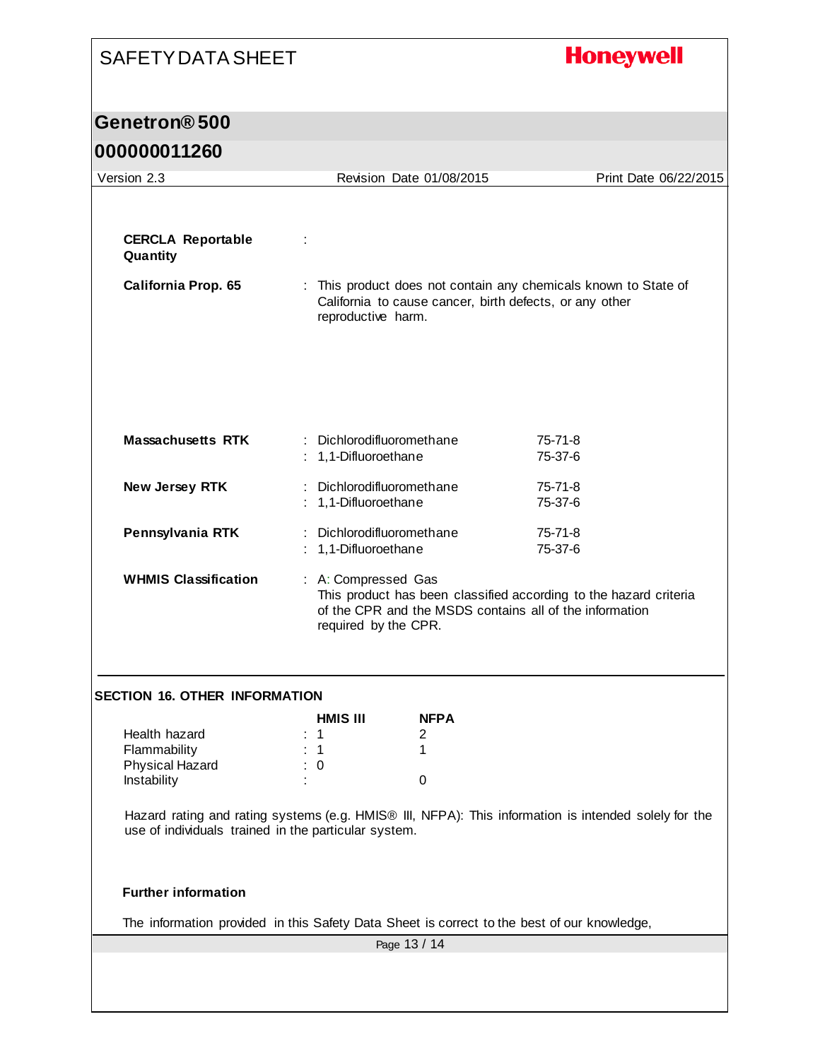**CERCLA Reportable Quantity** :

**California Prop. 65** : This product does not contain any chemicals known to State of California to cause cancer, birth defects, or any other reproductive harm.

| | | |
|---|---|---|
| **Massachusetts RTK** | : Dichlorodifluoromethane | 75-71-8 |
| | : 1,1-Difluoroethane | 75-37-6 |
| **New Jersey RTK** | : Dichlorodifluoromethane | 75-71-8 |
| | : 1,1-Difluoroethane | 75-37-6 |
| **Pennsylvania RTK** | : Dichlorodifluoromethane | 75-71-8 |
| | : 1,1-Difluoroethane | 75-37-6 |

**WHMIS Classification** : A: Compressed Gas
This product has been classified according to the hazard criteria of the CPR and the MSDS contains all of the information required by the CPR.

## SECTION 16. OTHER INFORMATION

| | HMIS III | NFPA |
|---|---|---|
| Health hazard | 1 | 2 |
| Flammability | 1 | 1 |
| Physical Hazard | 0 | |
| Instability | | 0 |

Hazard rating and rating systems (e.g. HMIS® III, NFPA): This information is intended solely for the use of individuals trained in the particular system.

**Further information**

The information provided in this Safety Data Sheet is correct to the best of our knowledge,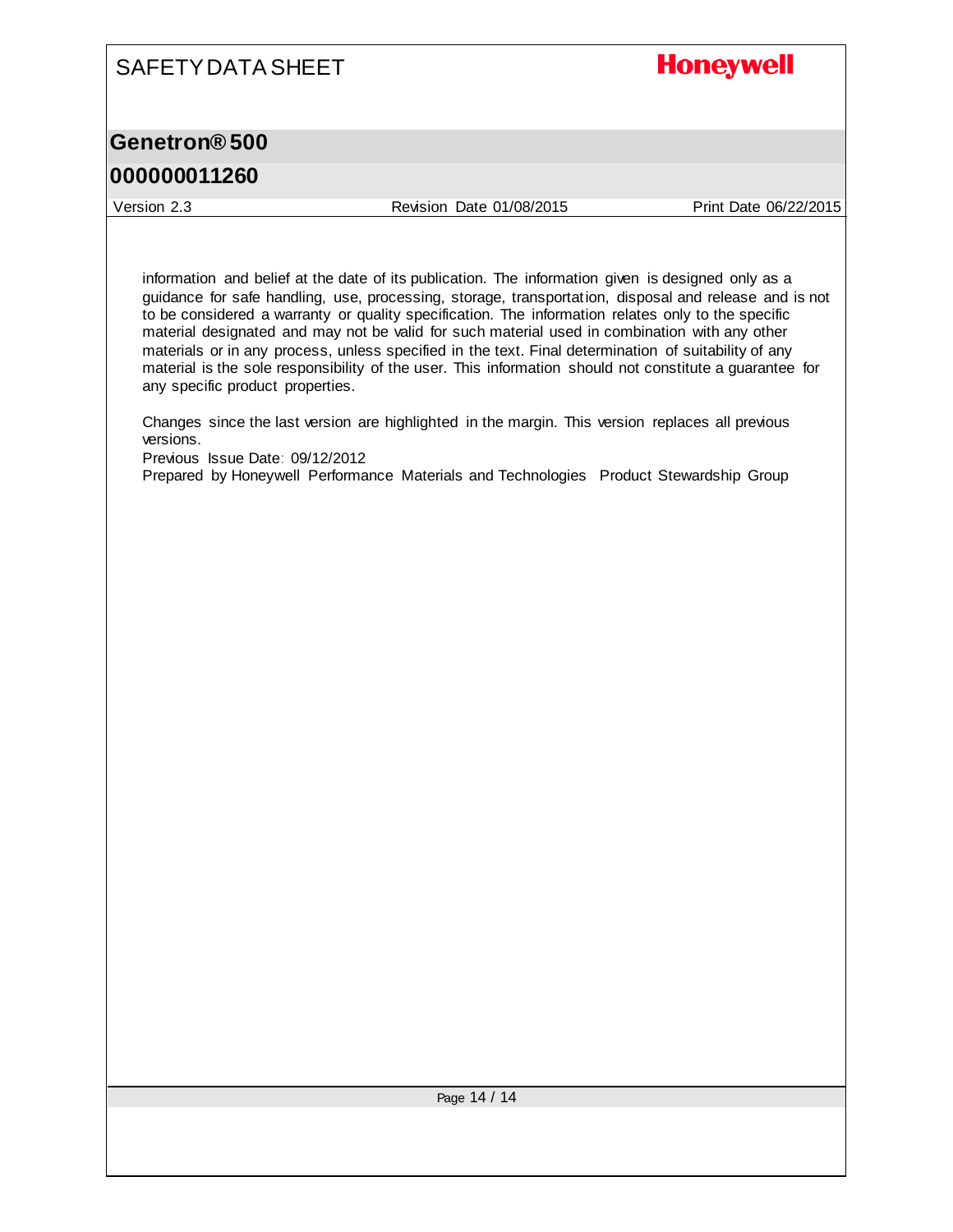information and belief at the date of its publication. The information given is designed only as a guidance for safe handling, use, processing, storage, transportation, disposal and release and is not to be considered a warranty or quality specification. The information relates only to the specific material designated and may not be valid for such material used in combination with any other materials or in any process, unless specified in the text. Final determination of suitability of any material is the sole responsibility of the user. This information should not constitute a guarantee for any specific product properties.

Changes since the last version are highlighted in the margin. This version replaces all previous versions.
Previous Issue Date: 09/12/2012
Prepared by Honeywell Performance Materials and Technologies Product Stewardship Group